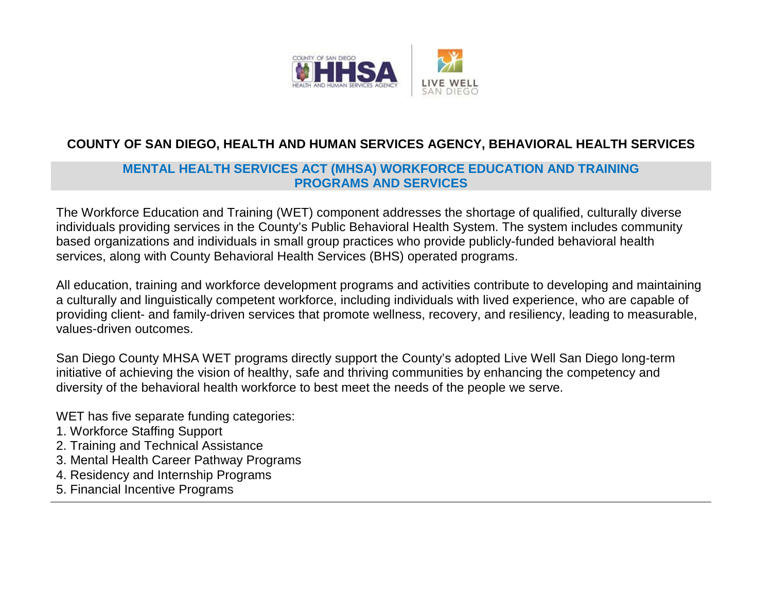# COUNTY OF SAN DIEGO, HEALTH AND HUMAN SERVICES AGENCY, BEHAVIORAL HEALTH SERVICES

## MENTAL HEALTH SERVICES ACT (MHSA) WORKFORCE EDUCATION AND TRAINING PROGRAMS AND SERVICES

The Workforce Education and Training (WET) component addresses the shortage of qualified, culturally diverse individuals providing services in the County's Public Behavioral Health System. The system includes community based organizations and individuals in small group practices who provide publicly-funded behavioral health services, along with County Behavioral Health Services (BHS) operated programs.

All education, training and workforce development programs and activities contribute to developing and maintaining a culturally and linguistically competent workforce, including individuals with lived experience, who are capable of providing client- and family-driven services that promote wellness, recovery, and resiliency, leading to measurable, values-driven outcomes.

San Diego County MHSA WET programs directly support the County's adopted Live Well San Diego long-term initiative of achieving the vision of healthy, safe and thriving communities by enhancing the competency and diversity of the behavioral health workforce to best meet the needs of the people we serve.

WET has five separate funding categories:

1. Workforce Staffing Support
2. Training and Technical Assistance
3. Mental Health Career Pathway Programs
4. Residency and Internship Programs
5. Financial Incentive Programs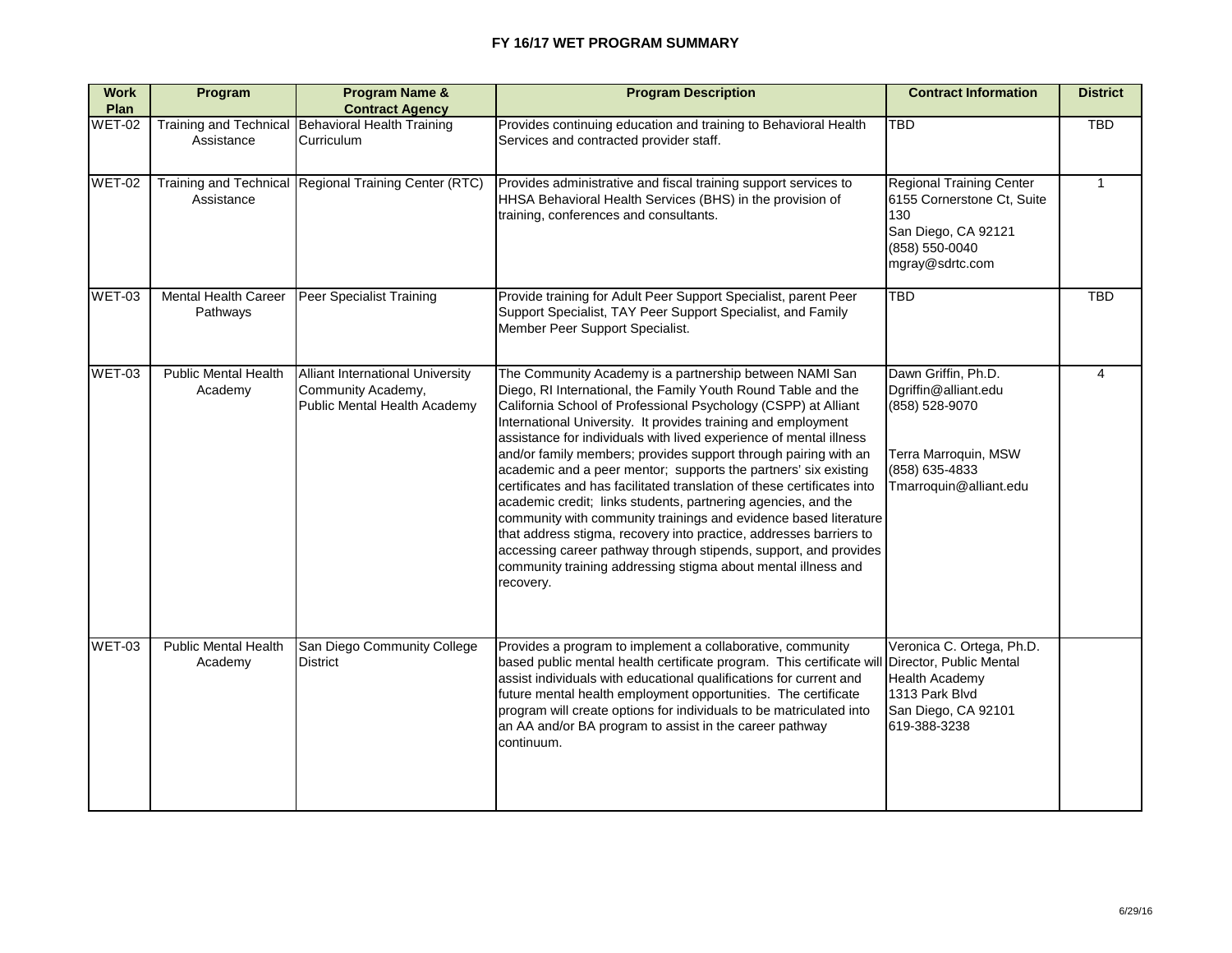# FY 16/17 WET PROGRAM SUMMARY

| Work Plan | Program | Program Name & Contract Agency | Program Description | Contract Information | District |
|---|---|---|---|---|---|
| WET-02 | Training and Technical Assistance | Behavioral Health Training Curriculum | Provides continuing education and training to Behavioral Health Services and contracted provider staff. | TBD | TBD |
| WET-02 | Training and Technical Assistance | Regional Training Center (RTC) | Provides administrative and fiscal training support services to HHSA Behavioral Health Services (BHS) in the provision of training, conferences and consultants. | Regional Training Center<br>6155 Cornerstone Ct, Suite 130<br>San Diego, CA 92121<br>(858) 550-0040<br>mgray@sdrtc.com | 1 |
| WET-03 | Mental Health Career Pathways | Peer Specialist Training | Provide training for Adult Peer Support Specialist, parent Peer Support Specialist, TAY Peer Support Specialist, and Family Member Peer Support Specialist. | TBD | TBD |
| WET-03 | Public Mental Health Academy | Alliant International University Community Academy, Public Mental Health Academy | The Community Academy is a partnership between NAMI San Diego, RI International, the Family Youth Round Table and the California School of Professional Psychology (CSPP) at Alliant International University. It provides training and employment assistance for individuals with lived experience of mental illness and/or family members; provides support through pairing with an academic and a peer mentor; supports the partners' six existing certificates and has facilitated translation of these certificates into academic credit; links students, partnering agencies, and the community with community trainings and evidence based literature that address stigma, recovery into practice, addresses barriers to accessing career pathway through stipends, support, and provides community training addressing stigma about mental illness and recovery. | Dawn Griffin, Ph.D.<br>Dgriffin@alliant.edu<br>(858) 528-9070<br><br>Terra Marroquin, MSW<br>(858) 635-4833<br>Tmarroquin@alliant.edu | 4 |
| WET-03 | Public Mental Health Academy | San Diego Community College District | Provides a program to implement a collaborative, community based public mental health certificate program. This certificate will assist individuals with educational qualifications for current and future mental health employment opportunities. The certificate program will create options for individuals to be matriculated into an AA and/or BA program to assist in the career pathway continuum. | Veronica C. Ortega, Ph.D.<br>Director, Public Mental Health Academy<br>1313 Park Blvd<br>San Diego, CA 92101<br>619-388-3238 | |

6/29/16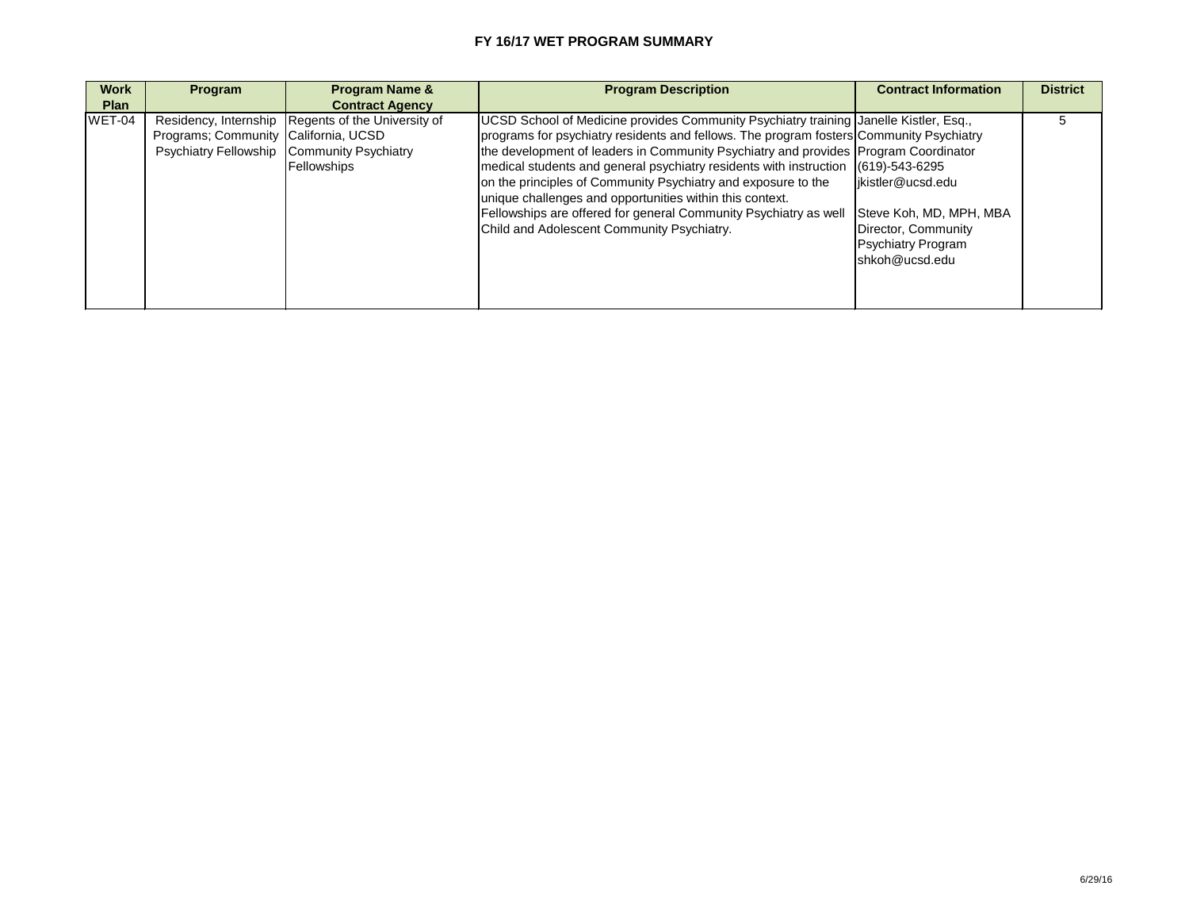**FY 16/17 WET PROGRAM SUMMARY**

| Work Plan | Program | Program Name & Contract Agency | Program Description | Contract Information | District |
|---|---|---|---|---|---|
| WET-04 | Residency, Internship Programs; Community Psychiatry Fellowship | Regents of the University of California, UCSD Community Psychiatry Fellowships | UCSD School of Medicine provides Community Psychiatry training programs for psychiatry residents and fellows. The program fosters the development of leaders in Community Psychiatry and provides medical students and general psychiatry residents with instruction on the principles of Community Psychiatry and exposure to the unique challenges and opportunities within this context. Fellowships are offered for general Community Psychiatry as well Child and Adolescent Community Psychiatry. | Janelle Kistler, Esq., Community Psychiatry Program Coordinator (619)-543-6295 jkistler@ucsd.edu<br><br>Steve Koh, MD, MPH, MBA Director, Community Psychiatry Program shkoh@ucsd.edu | 5 |

6/29/16